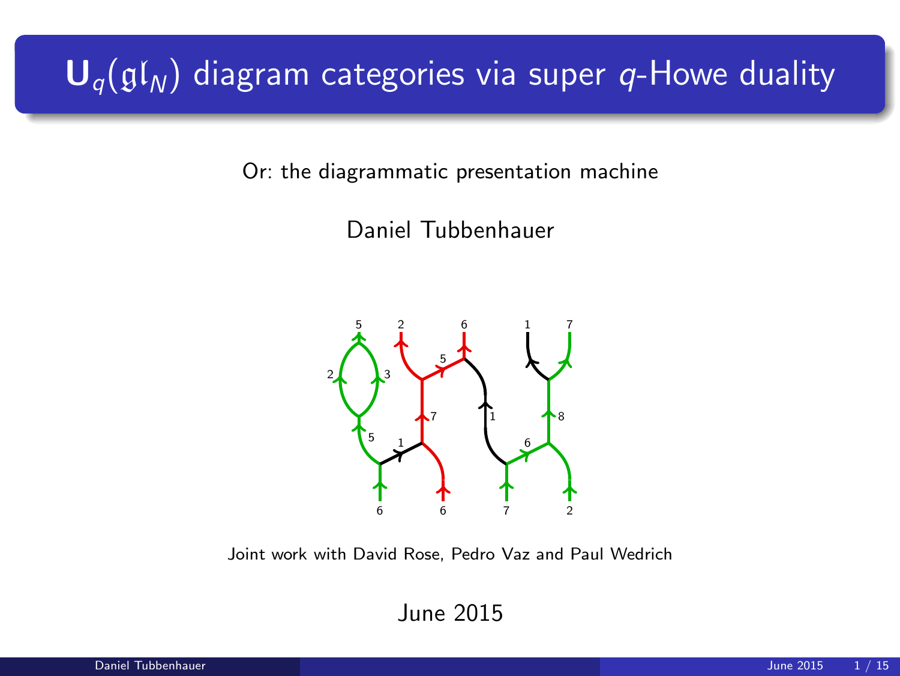# $\mathbf{U}_q(\mathfrak{gl}_N)$ diagram categories via super $q$-Howe duality

Or: the diagrammatic presentation machine

Daniel Tubbenhauer

Joint work with David Rose, Pedro Vaz and Paul Wedrich

June 2015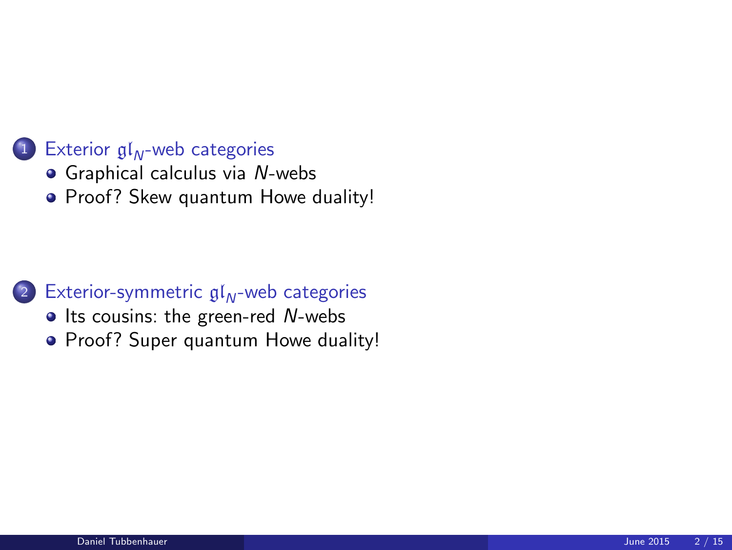1. Exterior $\mathfrak{gl}_N$-web categories
   - Graphical calculus via $N$-webs
   - Proof? Skew quantum Howe duality!

2. Exterior-symmetric $\mathfrak{gl}_N$-web categories
   - Its cousins: the green-red $N$-webs
   - Proof? Super quantum Howe duality!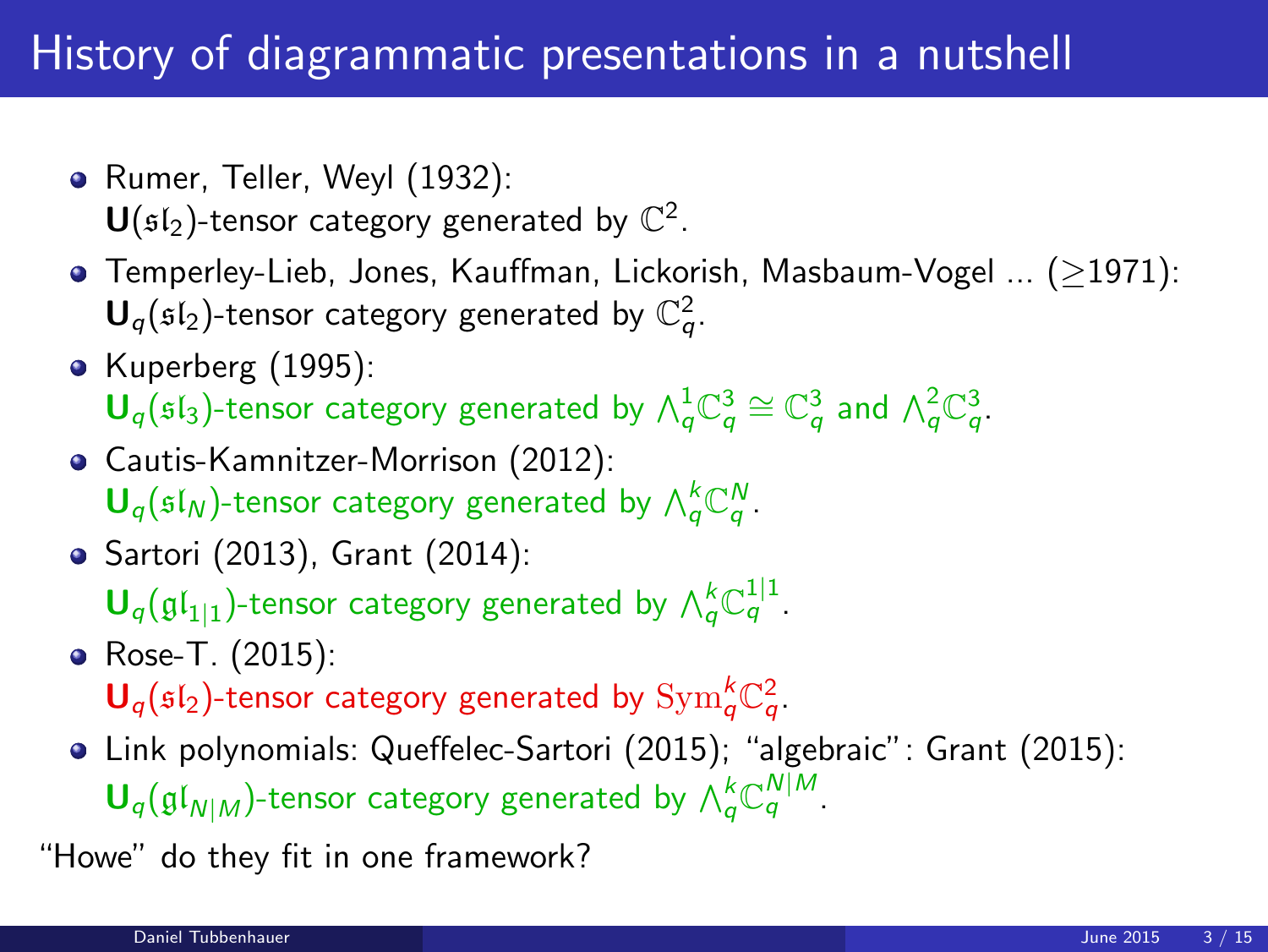# History of diagrammatic presentations in a nutshell

- Rumer, Teller, Weyl (1932):
  $\mathbf{U}(\mathfrak{sl}_2)$-tensor category generated by $\mathbb{C}^2$.
- Temperley-Lieb, Jones, Kauffman, Lickorish, Masbaum-Vogel ... ($\geq$1971):
  $\mathbf{U}_q(\mathfrak{sl}_2)$-tensor category generated by $\mathbb{C}^2_q$.
- Kuperberg (1995):
  $\mathbf{U}_q(\mathfrak{sl}_3)$-tensor category generated by $\bigwedge^1_q\mathbb{C}^3_q \cong \mathbb{C}^3_q$ and $\bigwedge^2_q\mathbb{C}^3_q$.
- Cautis-Kamnitzer-Morrison (2012):
  $\mathbf{U}_q(\mathfrak{sl}_N)$-tensor category generated by $\bigwedge^k_q\mathbb{C}^N_q$.
- Sartori (2013), Grant (2014):
  $\mathbf{U}_q(\mathfrak{gl}_{1|1})$-tensor category generated by $\bigwedge^k_q\mathbb{C}^{1|1}_q$.
- Rose-T. (2015):
  $\mathbf{U}_q(\mathfrak{sl}_2)$-tensor category generated by $\mathrm{Sym}^k_q\mathbb{C}^2_q$.
- Link polynomials: Queffelec-Sartori (2015); "algebraic": Grant (2015):
  $\mathbf{U}_q(\mathfrak{gl}_{N|M})$-tensor category generated by $\bigwedge^k_q\mathbb{C}^{N|M}_q$.

"Howe" do they fit in one framework?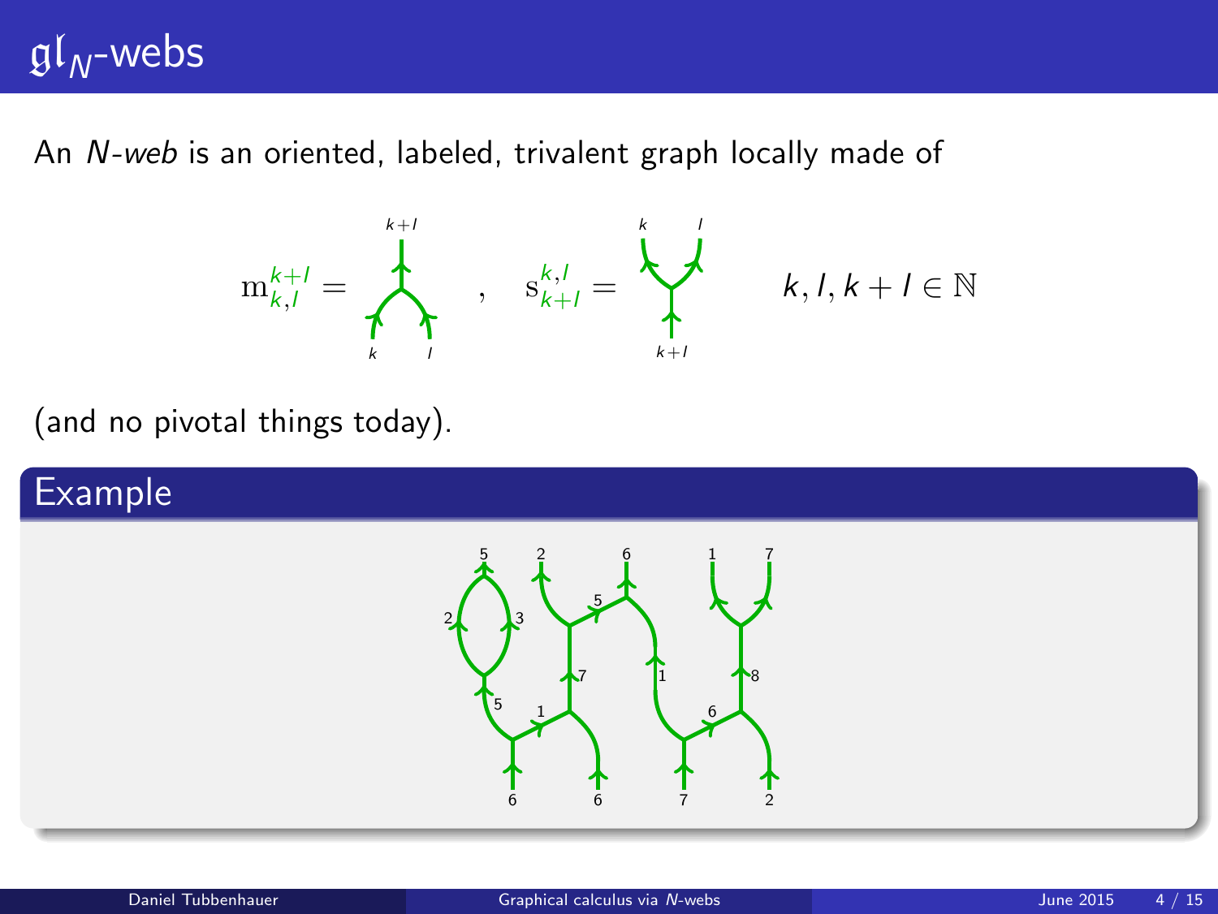# $\mathfrak{gl}_N$-webs

An *N-web* is an oriented, labeled, trivalent graph locally made of

$$\mathrm{m}_{k,l}^{k+l} = \quad , \quad \mathrm{s}_{k+l}^{k,l} = \qquad k, l, k+l \in \mathbb{N}$$

(and no pivotal things today).

## Example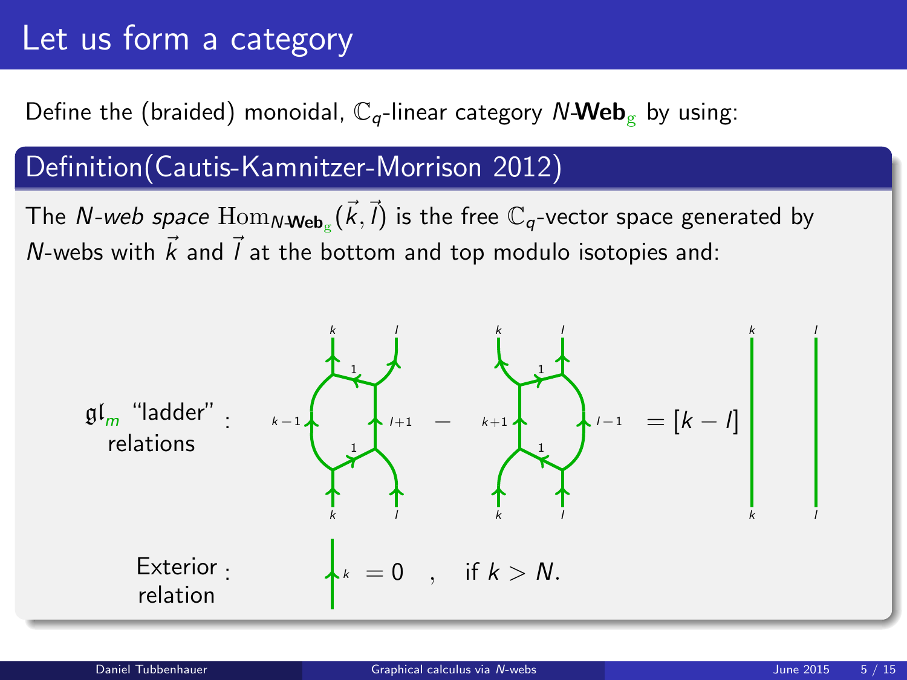# Let us form a category

Define the (braided) monoidal, $\mathbb{C}_q$-linear category $N$-$\mathbf{Web}_{\mathrm{g}}$ by using:

## Definition(Cautis-Kamnitzer-Morrison 2012)

The *$N$-web space* $\mathrm{Hom}_{N\text{-}\mathbf{Web}_{\mathrm{g}}}(\vec{k},\vec{l})$ is the free $\mathbb{C}_q$-vector space generated by $N$-webs with $\vec{k}$ and $\vec{l}$ at the bottom and top modulo isotopies and:

$\mathfrak{gl}_m$ "ladder" relations :

$k$, $l$, $1$, $k-1$, $l+1$, $1$, $k$, $l$ — $k$, $l$, $1$, $k+1$, $l-1$, $1$, $k$, $l$ $= [k-l]$ $k$, $l$, $k$, $l$

Exterior relation : $k$ $= 0$ , if $k > N$.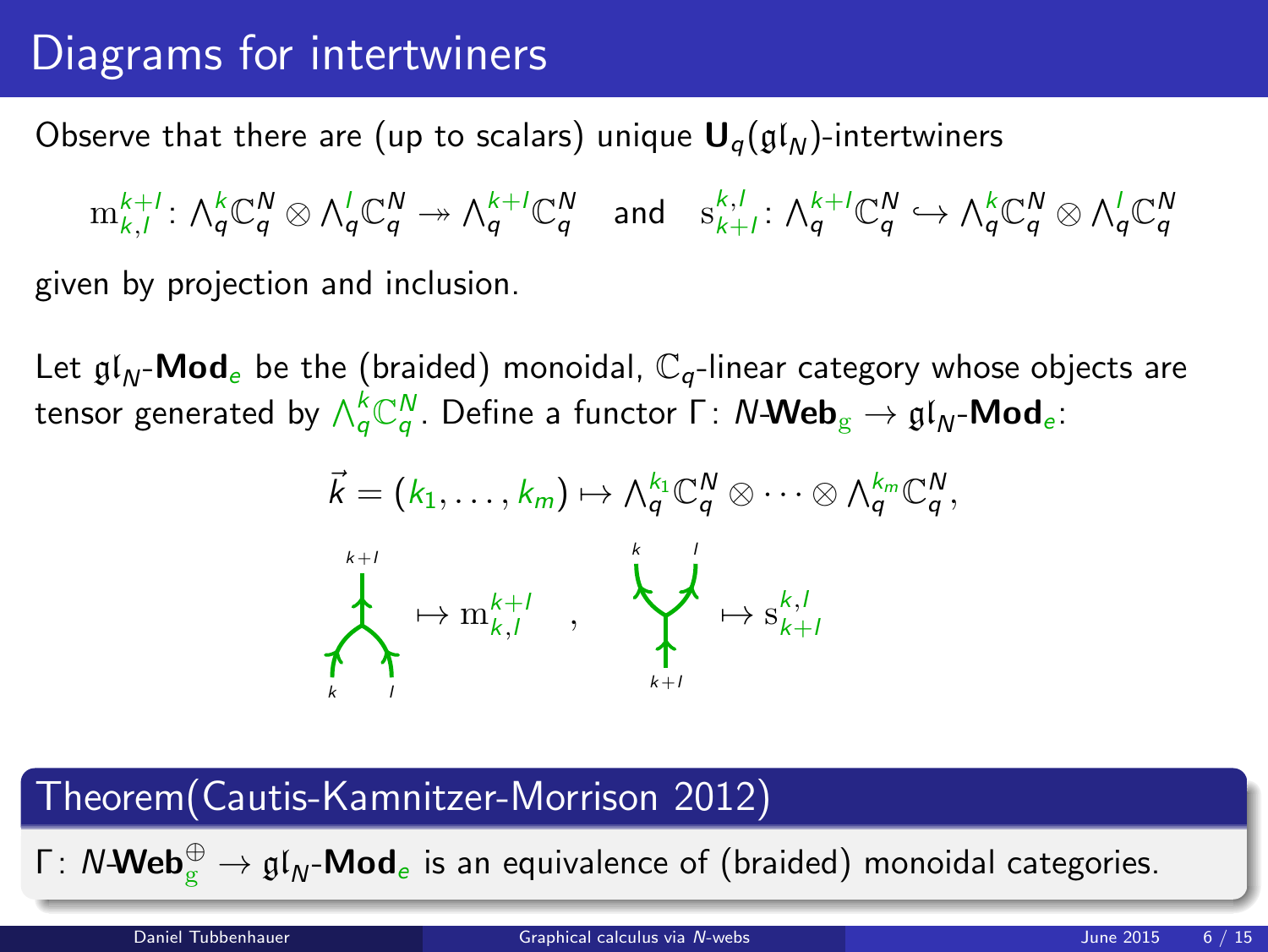# Diagrams for intertwiners

Observe that there are (up to scalars) unique $\mathbf{U}_q(\mathfrak{gl}_N)$-intertwiners

$$\mathrm{m}_{k,l}^{k+l}\colon \textstyle\bigwedge_q^k \mathbb{C}_q^N \otimes \bigwedge_q^l \mathbb{C}_q^N \twoheadrightarrow \bigwedge_q^{k+l}\mathbb{C}_q^N \quad \text{and} \quad \mathrm{s}_{k+l}^{k,l}\colon \bigwedge_q^{k+l}\mathbb{C}_q^N \hookrightarrow \bigwedge_q^k \mathbb{C}_q^N \otimes \bigwedge_q^l \mathbb{C}_q^N$$

given by projection and inclusion.

Let $\mathfrak{gl}_N$-$\mathbf{Mod}_e$ be the (braided) monoidal, $\mathbb{C}_q$-linear category whose objects are tensor generated by $\bigwedge_q^k \mathbb{C}_q^N$. Define a functor $\Gamma\colon N\text{-}\mathbf{Web}_{\mathrm{g}} \to \mathfrak{gl}_N\text{-}\mathbf{Mod}_e$:

$$\vec{k} = (k_1, \dots, k_m) \mapsto \textstyle\bigwedge_q^{k_1}\mathbb{C}_q^N \otimes \cdots \otimes \bigwedge_q^{k_m}\mathbb{C}_q^N,$$

(merge web: $k$, $l$ below, $k+l$ above) $\mapsto \mathrm{m}_{k,l}^{k+l}$ , (split web: $k+l$ below, $k$, $l$ above) $\mapsto \mathrm{s}_{k+l}^{k,l}$

## Theorem(Cautis-Kamnitzer-Morrison 2012)

$\Gamma\colon N\text{-}\mathbf{Web}_{\mathrm{g}}^{\oplus} \to \mathfrak{gl}_N\text{-}\mathbf{Mod}_e$ is an equivalence of (braided) monoidal categories.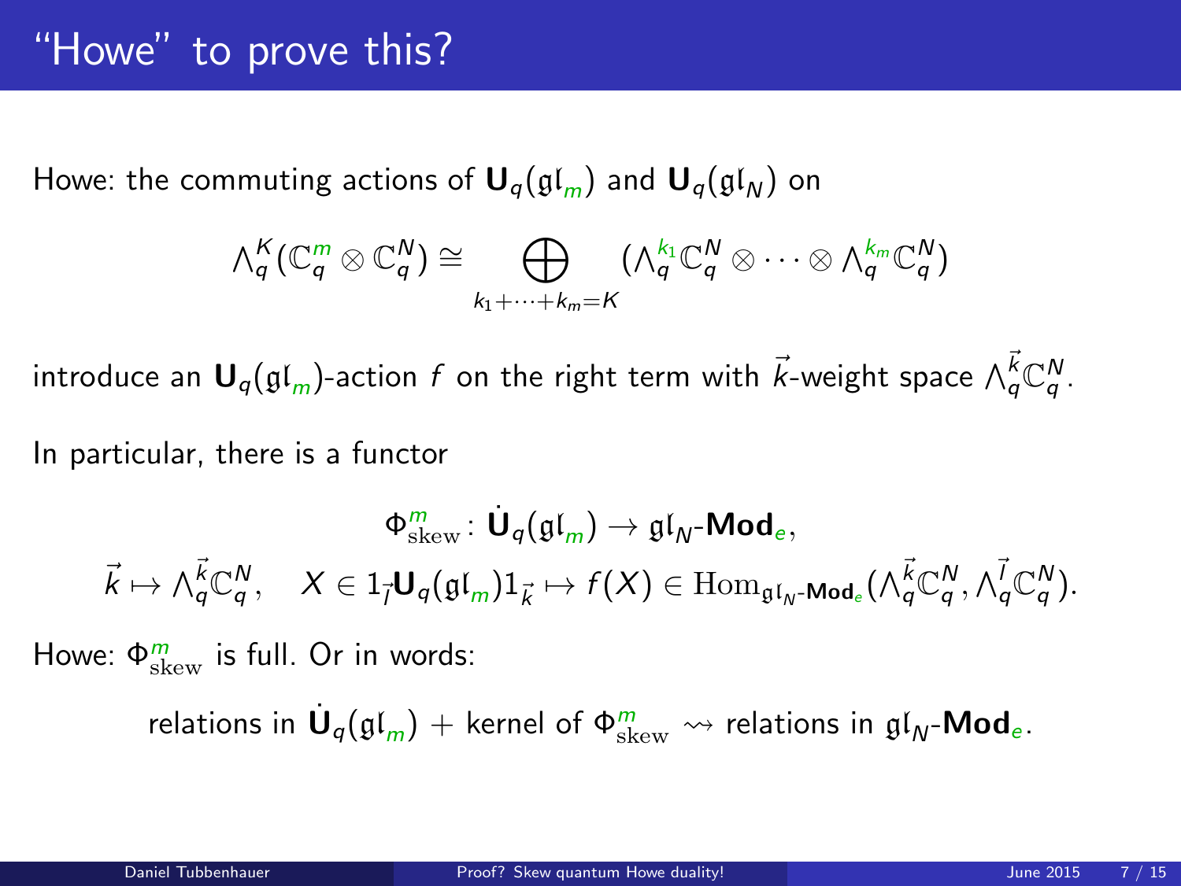# "Howe" to prove this?

Howe: the commuting actions of $\mathbf{U}_q(\mathfrak{gl}_m)$ and $\mathbf{U}_q(\mathfrak{gl}_N)$ on

$$\wedge_q^K(\mathbb{C}_q^m \otimes \mathbb{C}_q^N) \cong \bigoplus_{k_1+\cdots+k_m=K} (\wedge_q^{k_1}\mathbb{C}_q^N \otimes \cdots \otimes \wedge_q^{k_m}\mathbb{C}_q^N)$$

introduce an $\mathbf{U}_q(\mathfrak{gl}_m)$-action $f$ on the right term with $\vec{k}$-weight space $\wedge_q^{\vec{k}}\mathbb{C}_q^N$.

In particular, there is a functor

$$\Phi^m_{\mathrm{skew}} \colon \dot{\mathbf{U}}_q(\mathfrak{gl}_m) \to \mathfrak{gl}_N\text{-}\mathbf{Mod}_e,$$
$$\vec{k} \mapsto \wedge_q^{\vec{k}}\mathbb{C}_q^N, \quad X \in 1_{\vec{l}}\mathbf{U}_q(\mathfrak{gl}_m)1_{\vec{k}} \mapsto f(X) \in \mathrm{Hom}_{\mathfrak{gl}_N\text{-}\mathbf{Mod}_e}(\wedge_q^{\vec{k}}\mathbb{C}_q^N, \wedge_q^{\vec{l}}\mathbb{C}_q^N).$$

Howe: $\Phi^m_{\mathrm{skew}}$ is full. Or in words:

relations in $\dot{\mathbf{U}}_q(\mathfrak{gl}_m)$ + kernel of $\Phi^m_{\mathrm{skew}} \rightsquigarrow$ relations in $\mathfrak{gl}_N$-$\mathbf{Mod}_e$.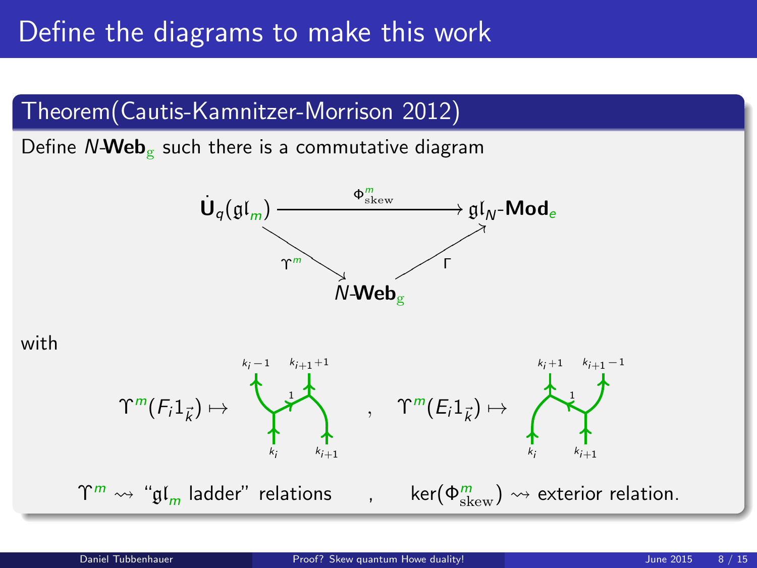# Define the diagrams to make this work

## Theorem(Cautis-Kamnitzer-Morrison 2012)

Define $N$-**Web**$_{\mathrm{g}}$ such there is a commutative diagram

$$\begin{array}{ccc} \dot{\mathbf{U}}_q(\mathfrak{gl}_m) & \xrightarrow{\Phi^m_{\mathrm{skew}}} & \mathfrak{gl}_N\text{-}\mathbf{Mod}_e \\ & \searrow^{\Upsilon^m} \quad \nearrow^{\Gamma} & \\ & N\text{-}\mathbf{Web}_{\mathrm{g}} & \end{array}$$

with

$\Upsilon^m(F_i 1_{\vec{k}}) \mapsto$ (ladder web: bottom labels $k_i$, $k_{i+1}$; rung labeled $1$; top labels $k_i - 1$, $k_{i+1}+1$) , $\Upsilon^m(E_i 1_{\vec{k}}) \mapsto$ (ladder web: bottom labels $k_i$, $k_{i+1}$; rung labeled $1$; top labels $k_i + 1$, $k_{i+1}-1$)

$\Upsilon^m \rightsquigarrow$ "$\mathfrak{gl}_m$ ladder" relations , $\ker(\Phi^m_{\mathrm{skew}}) \rightsquigarrow$ exterior relation.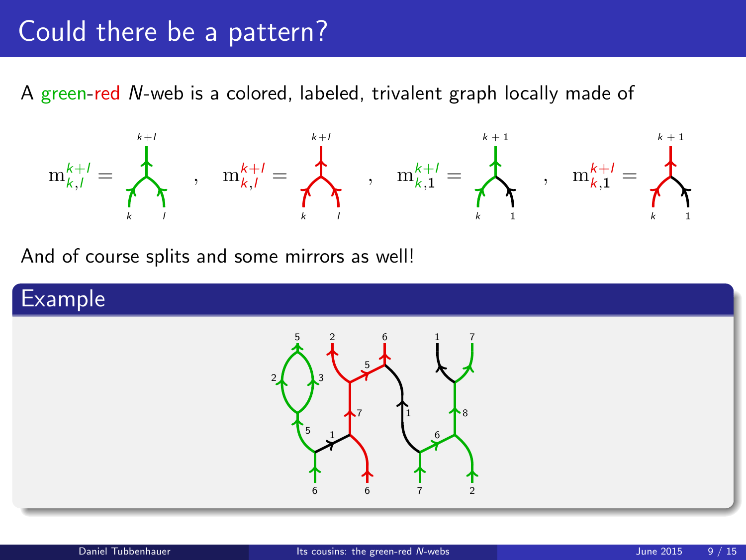# Could there be a pattern?

A green-red $N$-web is a colored, labeled, trivalent graph locally made of

$$\mathrm{m}_{k,l}^{k+l} = \quad , \quad \mathrm{m}_{k,l}^{k+l} = \quad , \quad \mathrm{m}_{k,1}^{k+l} = \quad , \quad \mathrm{m}_{k,1}^{k+l} =$$

And of course splits and some mirrors as well!

## Example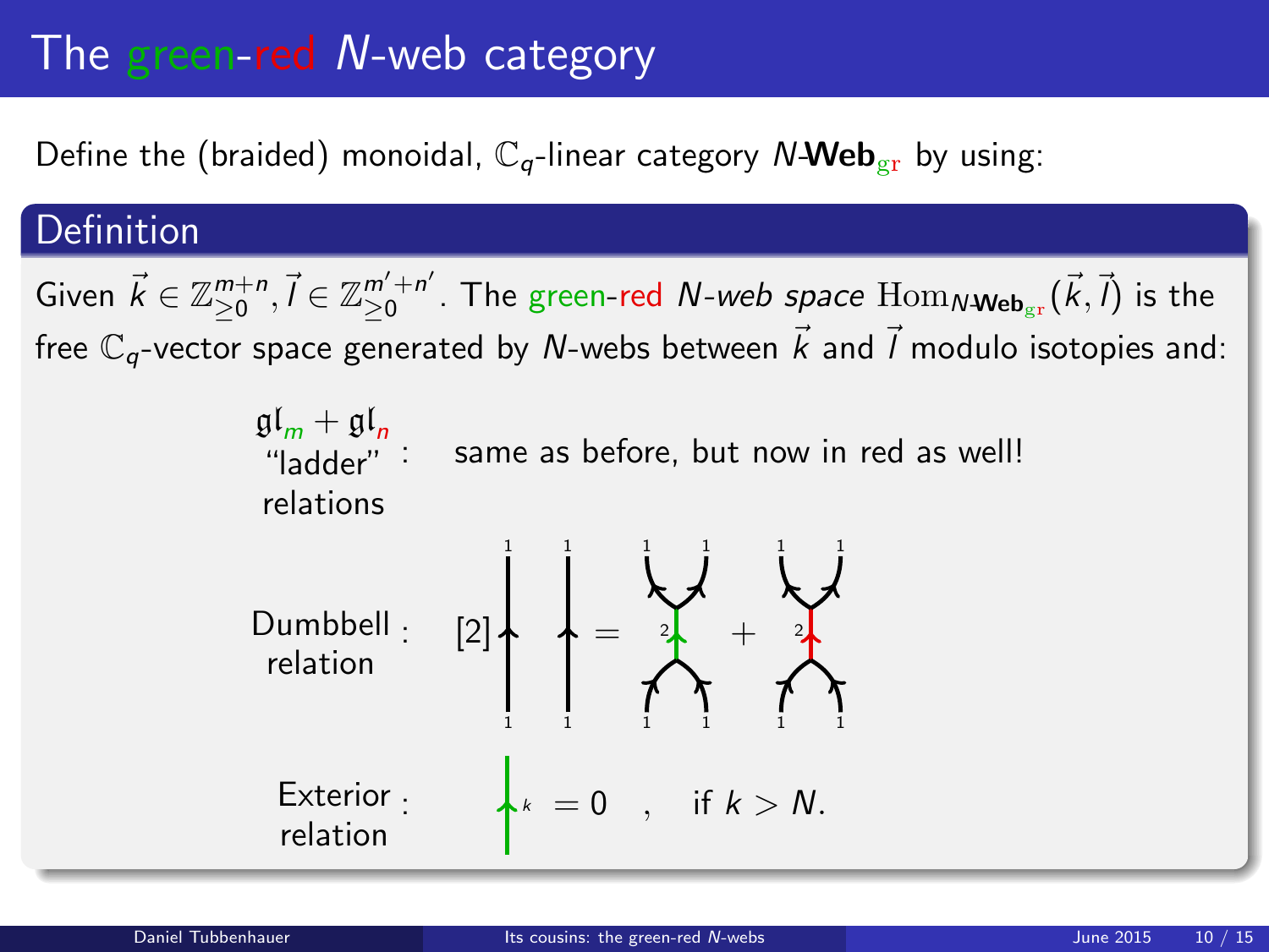# The green-red $N$-web category

Define the (braided) monoidal, $\mathbb{C}_q$-linear category $N$-$\mathbf{Web}_{\mathrm{gr}}$ by using:

## Definition

Given $\vec{k} \in \mathbb{Z}_{\geq 0}^{m+n}, \vec{l} \in \mathbb{Z}_{\geq 0}^{m'+n'}$. The green-red *$N$-web space* $\mathrm{Hom}_{N\text{-}\mathbf{Web}_{\mathrm{gr}}}(\vec{k}, \vec{l})$ is the free $\mathbb{C}_q$-vector space generated by $N$-webs between $\vec{k}$ and $\vec{l}$ modulo isotopies and:

$\mathfrak{gl}_m + \mathfrak{gl}_n$ "ladder" relations : same as before, but now in red as well!

Dumbbell relation : $[2]$ (two parallel upward strands labeled 1) $=$ (dumbbell with green middle edge labeled 2) $+$ (dumbbell with red middle edge labeled 2)

Exterior relation : (green strand labeled $k$) $= 0$ , if $k > N$.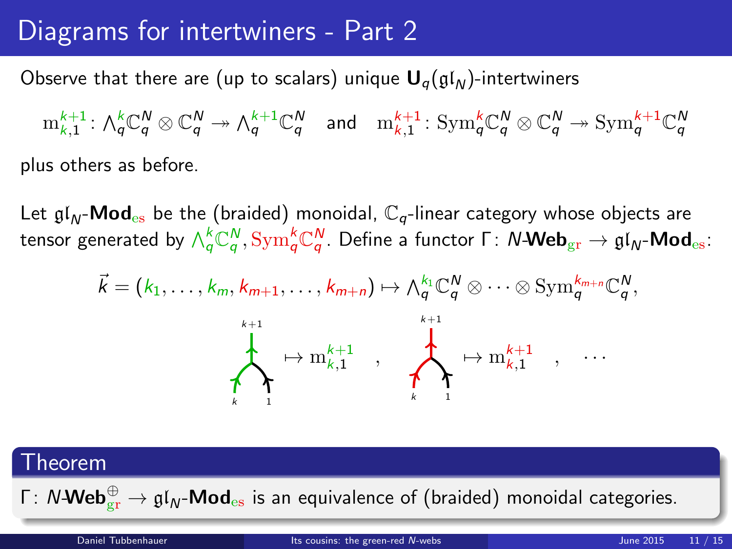# Diagrams for intertwiners - Part 2

Observe that there are (up to scalars) unique $\mathbf{U}_q(\mathfrak{gl}_N)$-intertwiners

$$\mathrm{m}_{k,1}^{k+1}\colon \textstyle\bigwedge_q^k \mathbb{C}_q^N \otimes \mathbb{C}_q^N \twoheadrightarrow \textstyle\bigwedge_q^{k+1}\mathbb{C}_q^N \quad \text{and} \quad \mathrm{m}_{k,1}^{k+1}\colon \mathrm{Sym}_q^k \mathbb{C}_q^N \otimes \mathbb{C}_q^N \twoheadrightarrow \mathrm{Sym}_q^{k+1}\mathbb{C}_q^N$$

plus others as before.

Let $\mathfrak{gl}_N$-$\mathbf{Mod}_{\mathrm{es}}$ be the (braided) monoidal, $\mathbb{C}_q$-linear category whose objects are tensor generated by $\bigwedge_q^k \mathbb{C}_q^N, \mathrm{Sym}_q^k \mathbb{C}_q^N$. Define a functor $\Gamma\colon N\text{-}\mathbf{Web}_{\mathrm{gr}} \to \mathfrak{gl}_N\text{-}\mathbf{Mod}_{\mathrm{es}}$:

$$\vec{k} = (k_1, \dots, k_m, k_{m+1}, \dots, k_{m+n}) \mapsto \textstyle\bigwedge_q^{k_1}\mathbb{C}_q^N \otimes \cdots \otimes \mathrm{Sym}_q^{k_{m+n}}\mathbb{C}_q^N,$$

(green merge web $k, 1 \to k+1$) $\mapsto \mathrm{m}_{k,1}^{k+1}$ , (red merge web $k, 1 \to k+1$) $\mapsto \mathrm{m}_{k,1}^{k+1}$ , $\cdots$

## Theorem

$\Gamma\colon N\text{-}\mathbf{Web}_{\mathrm{gr}}^{\oplus} \to \mathfrak{gl}_N\text{-}\mathbf{Mod}_{\mathrm{es}}$ is an equivalence of (braided) monoidal categories.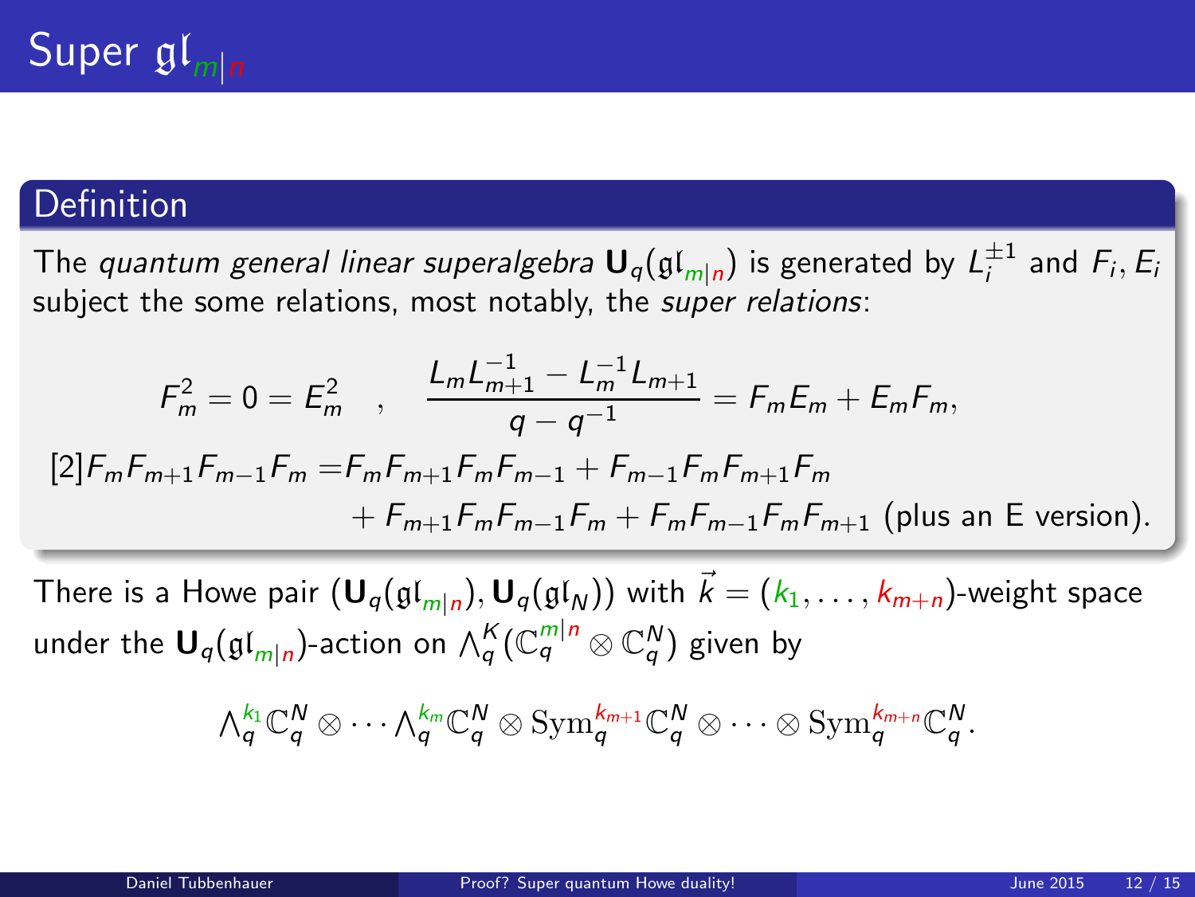# Super $\mathfrak{gl}_{m|n}$

## Definition

The *quantum general linear superalgebra* $\mathbf{U}_q(\mathfrak{gl}_{m|n})$ is generated by $L_i^{\pm 1}$ and $F_i, E_i$ subject the some relations, most notably, the *super relations*:

$$F_m^2 = 0 = E_m^2 \quad , \quad \frac{L_m L_{m+1}^{-1} - L_m^{-1} L_{m+1}}{q - q^{-1}} = F_m E_m + E_m F_m,$$

$$\begin{aligned}[2] F_m F_{m+1} F_{m-1} F_m =& F_m F_{m+1} F_m F_{m-1} + F_{m-1} F_m F_{m+1} F_m \\ &+ F_{m+1} F_m F_{m-1} F_m + F_m F_{m-1} F_m F_{m+1} \text{ (plus an E version).}\end{aligned}$$

There is a Howe pair $(\mathbf{U}_q(\mathfrak{gl}_{m|n}), \mathbf{U}_q(\mathfrak{gl}_N))$ with $\vec{k} = (k_1, \dots, k_{m+n})$-weight space under the $\mathbf{U}_q(\mathfrak{gl}_{m|n})$-action on $\bigwedge_q^K(\mathbb{C}_q^{m|n} \otimes \mathbb{C}_q^N)$ given by

$$\textstyle\bigwedge_q^{k_1} \mathbb{C}_q^N \otimes \cdots \bigwedge_q^{k_m} \mathbb{C}_q^N \otimes \mathrm{Sym}_q^{k_{m+1}} \mathbb{C}_q^N \otimes \cdots \otimes \mathrm{Sym}_q^{k_{m+n}} \mathbb{C}_q^N.$$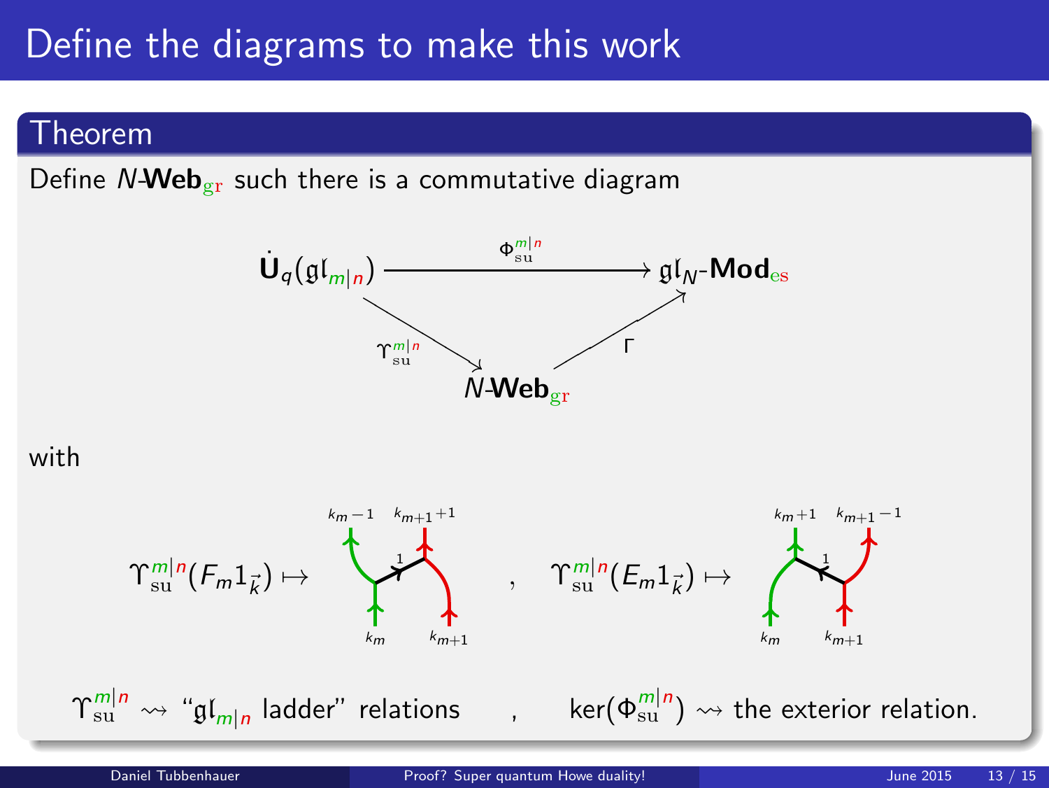# Define the diagrams to make this work

## Theorem

Define $N$-**Web**$_{\mathrm{gr}}$ such there is a commutative diagram

$$\begin{array}{ccc} \dot{\mathbf{U}}_q(\mathfrak{gl}_{m|n}) & \xrightarrow{\Phi^{m|n}_{\mathrm{su}}} & \mathfrak{gl}_N\text{-}\mathbf{Mod}_{\mathrm{es}} \\ & \searrow^{\Upsilon^{m|n}_{\mathrm{su}}} \quad \nearrow_{\Gamma} & \\ & N\text{-}\mathbf{Web}_{\mathrm{gr}} & \end{array}$$

with

$$\Upsilon^{m|n}_{\mathrm{su}}(F_m 1_{\vec{k}}) \mapsto \quad , \quad \Upsilon^{m|n}_{\mathrm{su}}(E_m 1_{\vec{k}}) \mapsto$$

(Web diagrams: for $F_m 1_{\vec{k}}$, bottom labels $k_m$, $k_{m+1}$, rung labeled $1$, top labels $k_m - 1$, $k_{m+1}+1$; for $E_m 1_{\vec{k}}$, bottom labels $k_m$, $k_{m+1}$, rung labeled $1$, top labels $k_m + 1$, $k_{m+1}-1$.)

$\Upsilon^{m|n}_{\mathrm{su}} \rightsquigarrow$ "$\mathfrak{gl}_{m|n}$ ladder" relations , $\ker(\Phi^{m|n}_{\mathrm{su}}) \rightsquigarrow$ the exterior relation.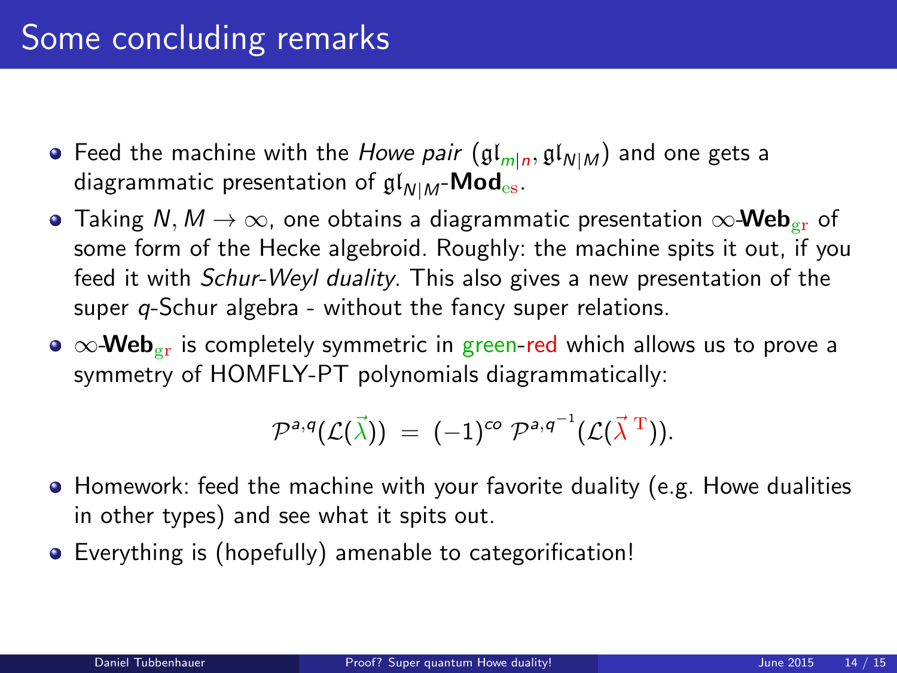# Some concluding remarks

- Feed the machine with the *Howe pair* $(\mathfrak{gl}_{m|n}, \mathfrak{gl}_{N|M})$ and one gets a diagrammatic presentation of $\mathfrak{gl}_{N|M}$-$\mathbf{Mod}_{\mathrm{es}}$.
- Taking $N, M \to \infty$, one obtains a diagrammatic presentation $\infty$-$\mathbf{Web}_{\mathrm{gr}}$ of some form of the Hecke algebroid. Roughly: the machine spits it out, if you feed it with *Schur-Weyl duality*. This also gives a new presentation of the super $q$-Schur algebra - without the fancy super relations.
- $\infty$-$\mathbf{Web}_{\mathrm{gr}}$ is completely symmetric in green-red which allows us to prove a symmetry of HOMFLY-PT polynomials diagrammatically:

$$\mathcal{P}^{a,q}(\mathcal{L}(\vec{\lambda})) \;=\; (-1)^{co}\, \mathcal{P}^{a,q^{-1}}(\mathcal{L}(\vec{\lambda}^{\,\mathrm{T}})).$$

- Homework: feed the machine with your favorite duality (e.g. Howe dualities in other types) and see what it spits out.
- Everything is (hopefully) amenable to categorification!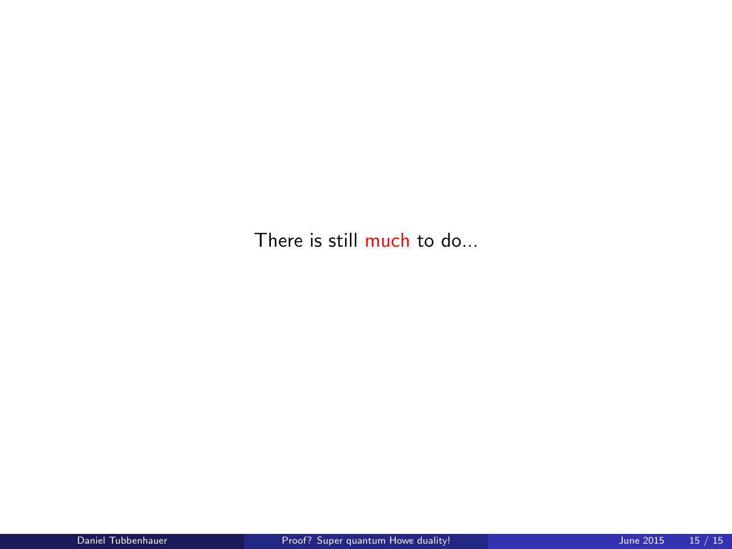There is still much to do...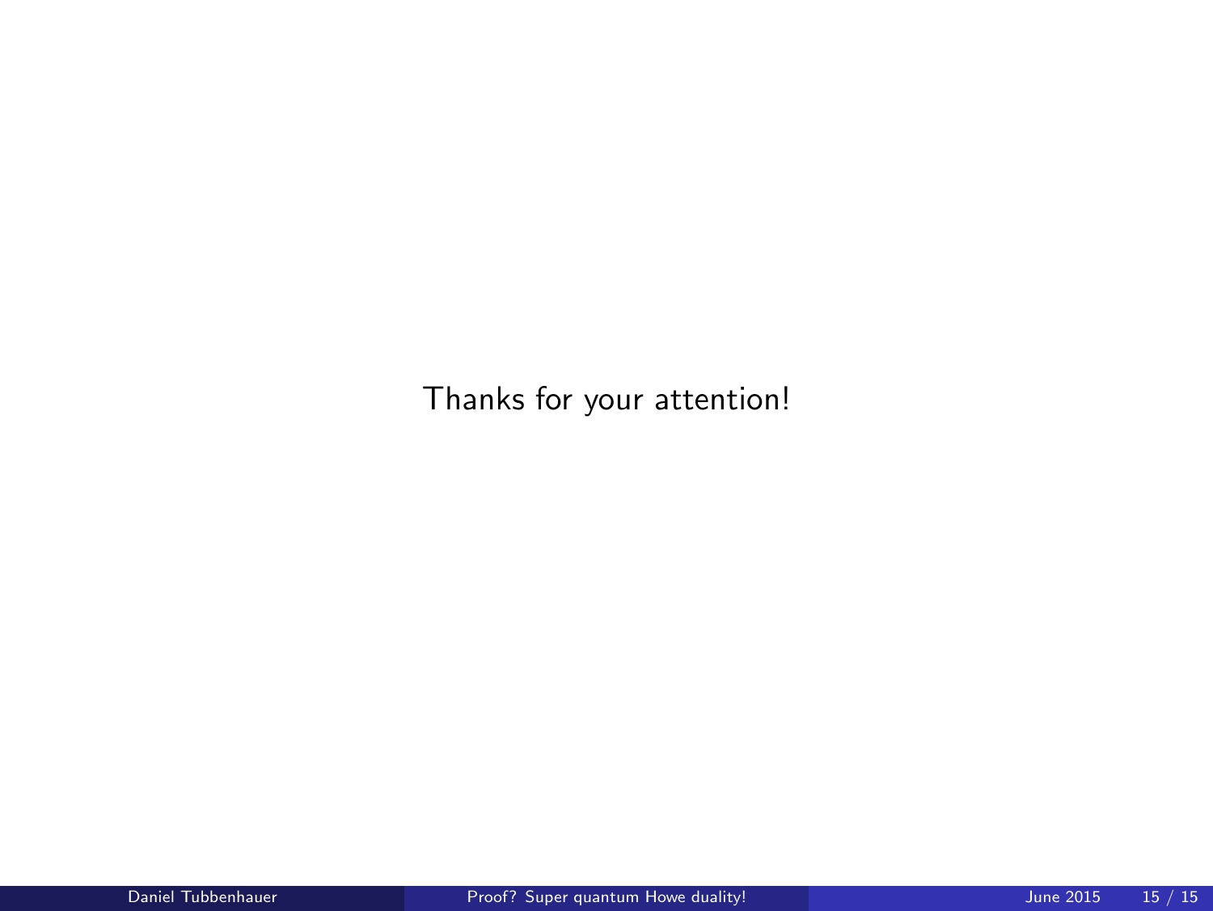Thanks for your attention!